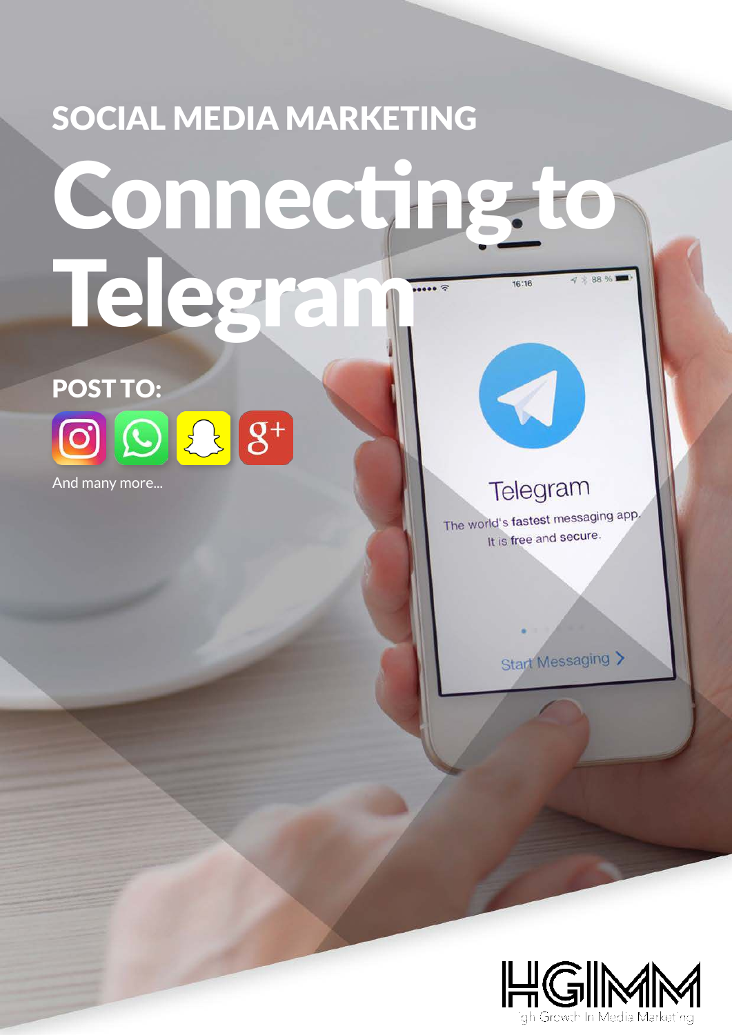SOCIAL MEDIA MARKETING

# Connecting to Telegram

**POST TO:**

And many more...

HGIMM

High Growth In Media Marketing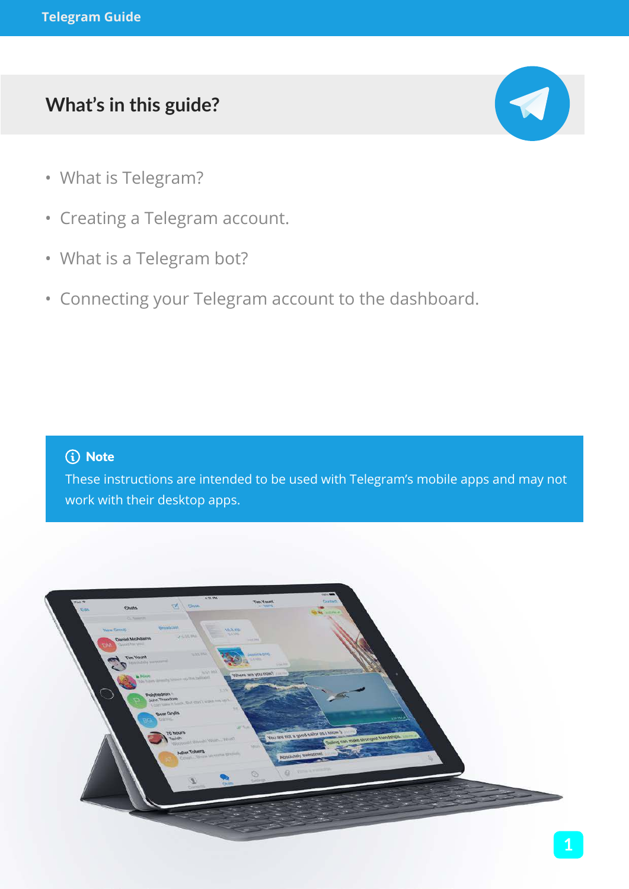## What's in this guide?

- What is Telegram?
- Creating a Telegram account.
- What is a Telegram bot?
- Connecting your Telegram account to the dashboard.

> **Note**
>
> These instructions are intended to be used with Telegram's mobile apps and may not work with their desktop apps.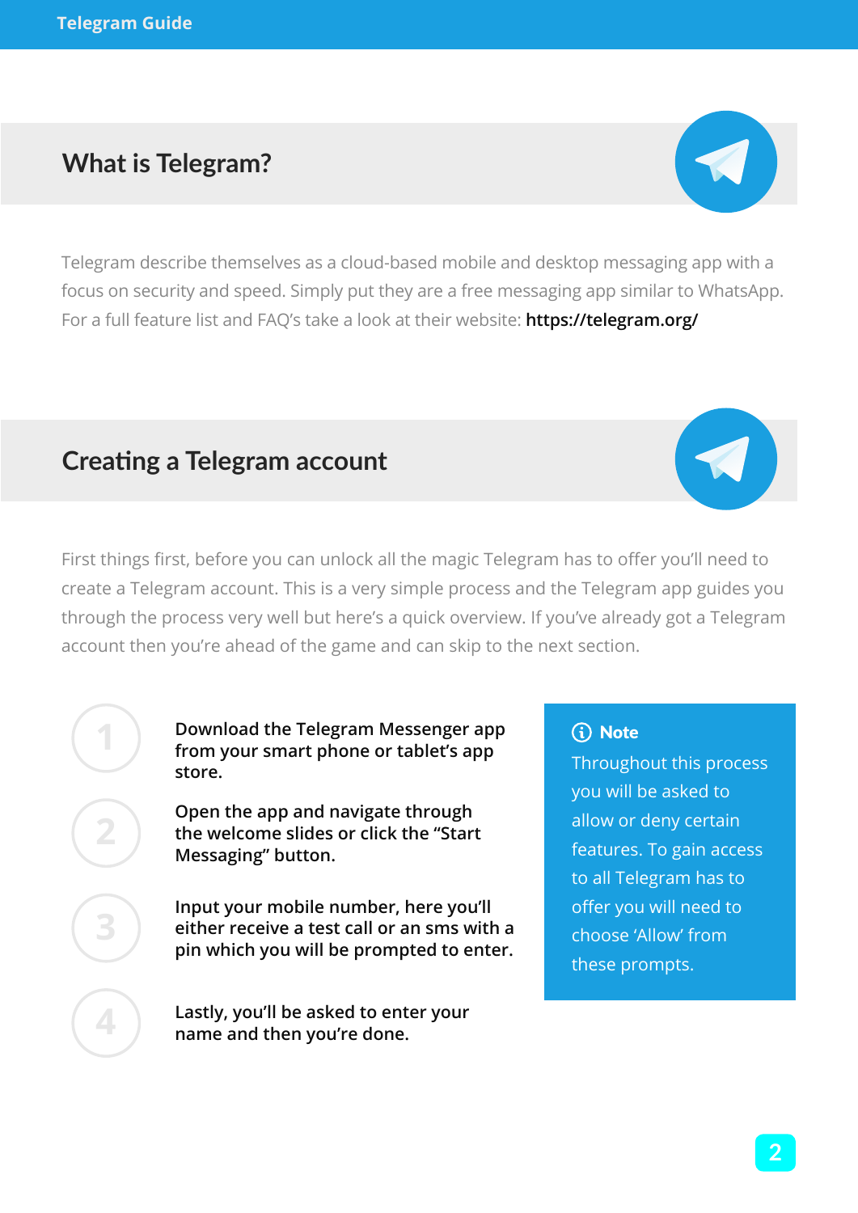## What is Telegram?

Telegram describe themselves as a cloud-based mobile and desktop messaging app with a focus on security and speed. Simply put they are a free messaging app similar to WhatsApp. For a full feature list and FAQ's take a look at their website: **https://telegram.org/**

## Creating a Telegram account

First things first, before you can unlock all the magic Telegram has to offer you'll need to create a Telegram account. This is a very simple process and the Telegram app guides you through the process very well but here's a quick overview. If you've already got a Telegram account then you're ahead of the game and can skip to the next section.

1. Download the Telegram Messenger app from your smart phone or tablet's app store.
2. Open the app and navigate through the welcome slides or click the "Start Messaging" button.
3. Input your mobile number, here you'll either receive a test call or an sms with a pin which you will be prompted to enter.
4. Lastly, you'll be asked to enter your name and then you're done.

> **Note**
> Throughout this process you will be asked to allow or deny certain features. To gain access to all Telegram has to offer you will need to choose 'Allow' from these prompts.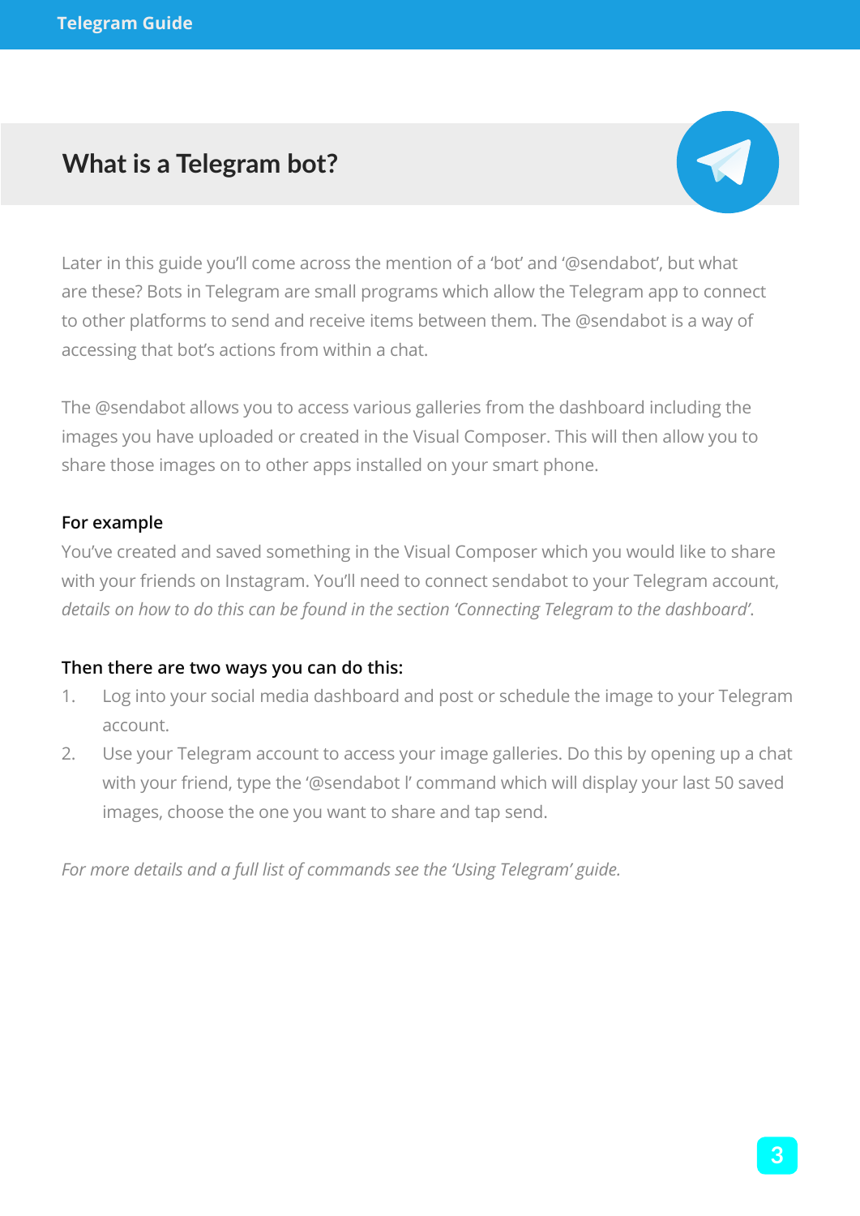## What is a Telegram bot?

Later in this guide you'll come across the mention of a 'bot' and '@sendabot', but what are these? Bots in Telegram are small programs which allow the Telegram app to connect to other platforms to send and receive items between them. The @sendabot is a way of accessing that bot's actions from within a chat.

The @sendabot allows you to access various galleries from the dashboard including the images you have uploaded or created in the Visual Composer. This will then allow you to share those images on to other apps installed on your smart phone.

**For example**

You've created and saved something in the Visual Composer which you would like to share with your friends on Instagram. You'll need to connect sendabot to your Telegram account, *details on how to do this can be found in the section 'Connecting Telegram to the dashboard'*.

**Then there are two ways you can do this:**

1. Log into your social media dashboard and post or schedule the image to your Telegram account.
2. Use your Telegram account to access your image galleries. Do this by opening up a chat with your friend, type the '@sendabot l' command which will display your last 50 saved images, choose the one you want to share and tap send.

*For more details and a full list of commands see the 'Using Telegram' guide.*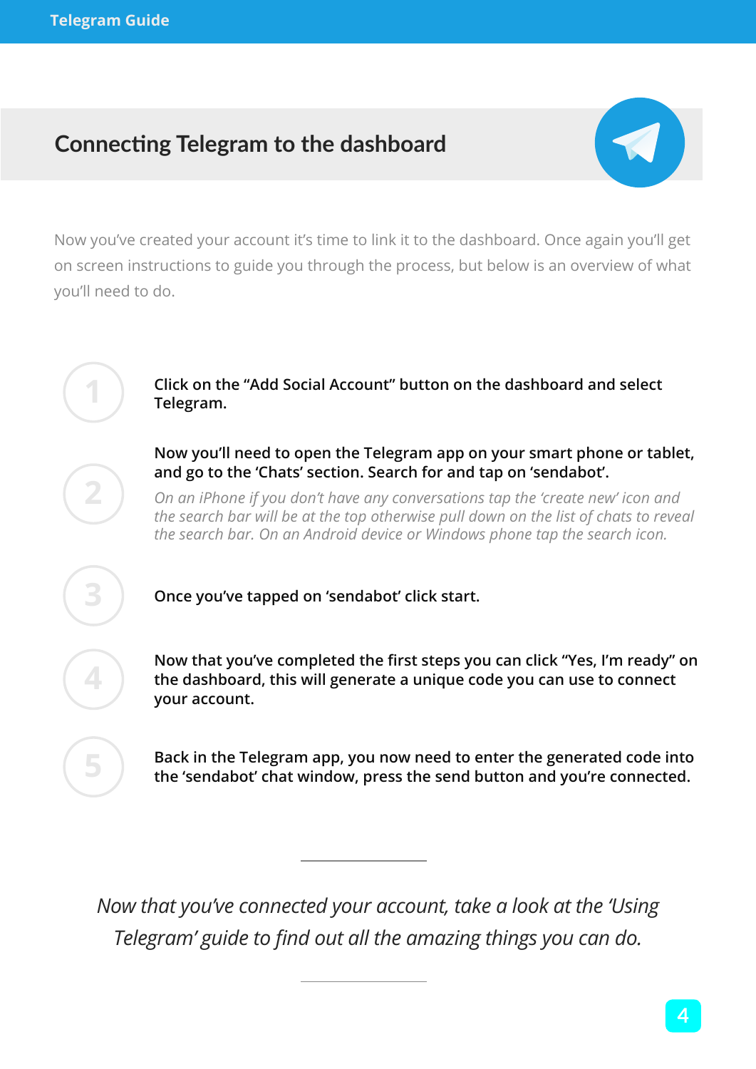## Connecting Telegram to the dashboard

Now you've created your account it's time to link it to the dashboard. Once again you'll get on screen instructions to guide you through the process, but below is an overview of what you'll need to do.

1. **Click on the "Add Social Account" button on the dashboard and select Telegram.**

2. **Now you'll need to open the Telegram app on your smart phone or tablet, and go to the 'Chats' section. Search for and tap on 'sendabot'.**
   *On an iPhone if you don't have any conversations tap the 'create new' icon and the search bar will be at the top otherwise pull down on the list of chats to reveal the search bar. On an Android device or Windows phone tap the search icon.*

3. **Once you've tapped on 'sendabot' click start.**

4. **Now that you've completed the first steps you can click "Yes, I'm ready" on the dashboard, this will generate a unique code you can use to connect your account.**

5. **Back in the Telegram app, you now need to enter the generated code into the 'sendabot' chat window, press the send button and you're connected.**

---

*Now that you've connected your account, take a look at the 'Using Telegram' guide to find out all the amazing things you can do.*

---